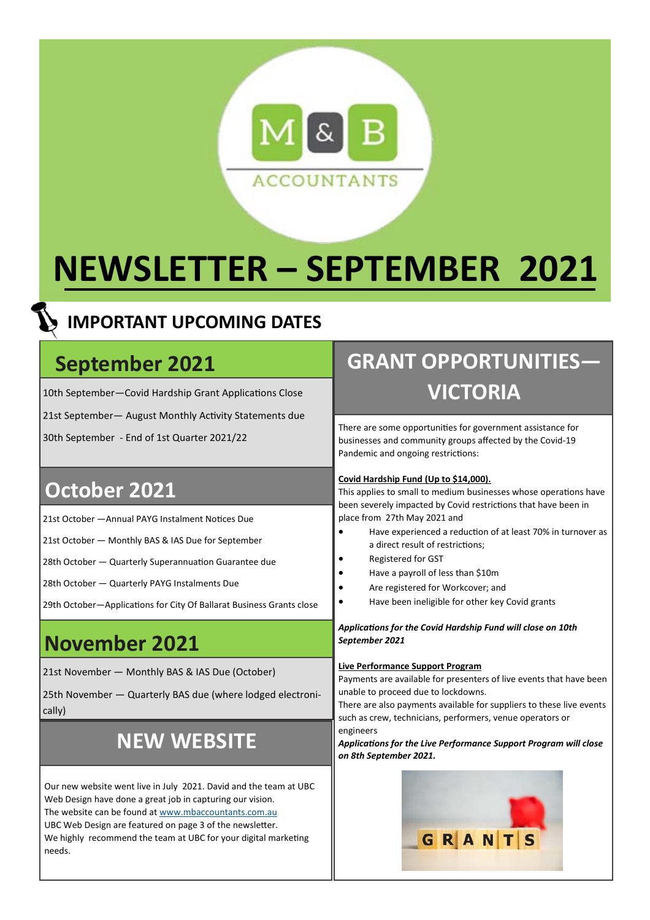M & B ACCOUNTANTS

# NEWSLETTER – SEPTEMBER 2021

## IMPORTANT UPCOMING DATES

### September 2021

10th September—Covid Hardship Grant Applications Close

21st September— August Monthly Activity Statements due

30th September - End of 1st Quarter 2021/22

### October 2021

21st October —Annual PAYG Instalment Notices Due

21st October — Monthly BAS & IAS Due for September

28th October — Quarterly Superannuation Guarantee due

28th October — Quarterly PAYG Instalments Due

29th October—Applications for City Of Ballarat Business Grants close

### November 2021

21st November — Monthly BAS & IAS Due (October)

25th November — Quarterly BAS due (where lodged electronically)

## NEW WEBSITE

Our new website went live in July 2021. David and the team at UBC Web Design have done a great job in capturing our vision.
The website can be found at www.mbaccountants.com.au
UBC Web Design are featured on page 3 of the newsletter.
We highly recommend the team at UBC for your digital marketing needs.

## GRANT OPPORTUNITIES—VICTORIA

There are some opportunities for government assistance for businesses and community groups affected by the Covid-19 Pandemic and ongoing restrictions:

**Covid Hardship Fund (Up to $14,000).**
This applies to small to medium businesses whose operations have been severely impacted by Covid restrictions that have been in place from 27th May 2021 and

- Have experienced a reduction of at least 70% in turnover as a direct result of restrictions;
- Registered for GST
- Have a payroll of less than $10m
- Are registered for Workcover; and
- Have been ineligible for other key Covid grants

***Applications for the Covid Hardship Fund will close on 10th September 2021***

**Live Performance Support Program**
Payments are available for presenters of live events that have been unable to proceed due to lockdowns.
There are also payments available for suppliers to these live events such as crew, technicians, performers, venue operators or engineers

***Applications for the Live Performance Support Program will close on 8th September 2021.***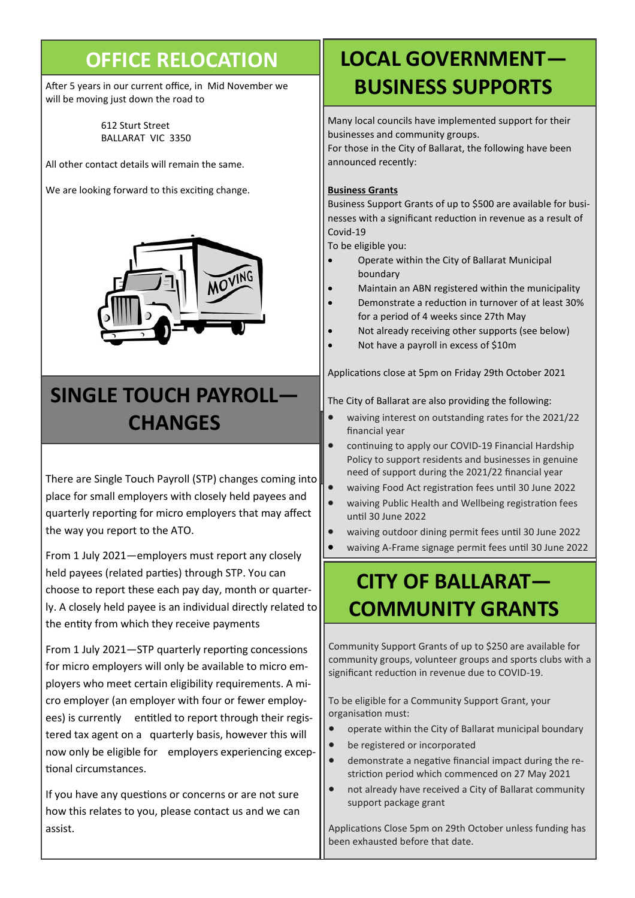## OFFICE RELOCATION

After 5 years in our current office, in Mid November we will be moving just down the road to

612 Sturt Street
BALLARAT VIC 3350

All other contact details will remain the same.

We are looking forward to this exciting change.

## SINGLE TOUCH PAYROLL—CHANGES

There are Single Touch Payroll (STP) changes coming into place for small employers with closely held payees and quarterly reporting for micro employers that may affect the way you report to the ATO.

From 1 July 2021—employers must report any closely held payees (related parties) through STP. You can choose to report these each pay day, month or quarterly. A closely held payee is an individual directly related to the entity from which they receive payments

From 1 July 2021—STP quarterly reporting concessions for micro employers will only be available to micro employers who meet certain eligibility requirements. A micro employer (an employer with four or fewer employees) is currently entitled to report through their registered tax agent on a quarterly basis, however this will now only be eligible for employers experiencing exceptional circumstances.

If you have any questions or concerns or are not sure how this relates to you, please contact us and we can assist.

## LOCAL GOVERNMENT—BUSINESS SUPPORTS

Many local councils have implemented support for their businesses and community groups.
For those in the City of Ballarat, the following have been announced recently:

**Business Grants**

Business Support Grants of up to $500 are available for businesses with a significant reduction in revenue as a result of Covid-19
To be eligible you:

- Operate within the City of Ballarat Municipal boundary
- Maintain an ABN registered within the municipality
- Demonstrate a reduction in turnover of at least 30% for a period of 4 weeks since 27th May
- Not already receiving other supports (see below)
- Not have a payroll in excess of $10m

Applications close at 5pm on Friday 29th October 2021

The City of Ballarat are also providing the following:

- waiving interest on outstanding rates for the 2021/22 financial year
- continuing to apply our COVID-19 Financial Hardship Policy to support residents and businesses in genuine need of support during the 2021/22 financial year
- waiving Food Act registration fees until 30 June 2022
- waiving Public Health and Wellbeing registration fees until 30 June 2022
- waiving outdoor dining permit fees until 30 June 2022
- waiving A-Frame signage permit fees until 30 June 2022

## CITY OF BALLARAT—COMMUNITY GRANTS

Community Support Grants of up to $250 are available for community groups, volunteer groups and sports clubs with a significant reduction in revenue due to COVID-19.

To be eligible for a Community Support Grant, your organisation must:

- operate within the City of Ballarat municipal boundary
- be registered or incorporated
- demonstrate a negative financial impact during the restriction period which commenced on 27 May 2021
- not already have received a City of Ballarat community support package grant

Applications Close 5pm on 29th October unless funding has been exhausted before that date.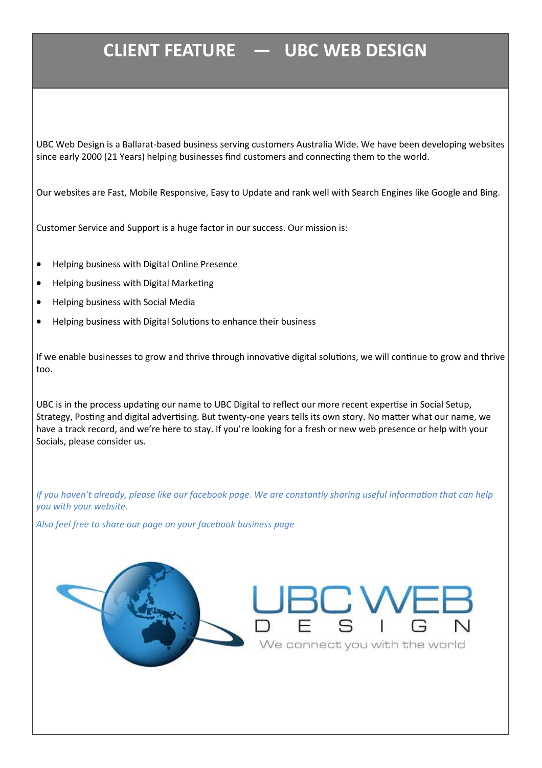# CLIENT FEATURE — UBC WEB DESIGN

UBC Web Design is a Ballarat-based business serving customers Australia Wide. We have been developing websites since early 2000 (21 Years) helping businesses find customers and connecting them to the world.

Our websites are Fast, Mobile Responsive, Easy to Update and rank well with Search Engines like Google and Bing.

Customer Service and Support is a huge factor in our success. Our mission is:

- Helping business with Digital Online Presence
- Helping business with Digital Marketing
- Helping business with Social Media
- Helping business with Digital Solutions to enhance their business

If we enable businesses to grow and thrive through innovative digital solutions, we will continue to grow and thrive too.

UBC is in the process updating our name to UBC Digital to reflect our more recent expertise in Social Setup, Strategy, Posting and digital advertising. But twenty-one years tells its own story. No matter what our name, we have a track record, and we're here to stay. If you're looking for a fresh or new web presence or help with your Socials, please consider us.

*If you haven't already, please like our facebook page. We are constantly sharing useful information that can help you with your website.*

*Also feel free to share our page on your facebook business page*

UBC WEB DESIGN

We connect you with the world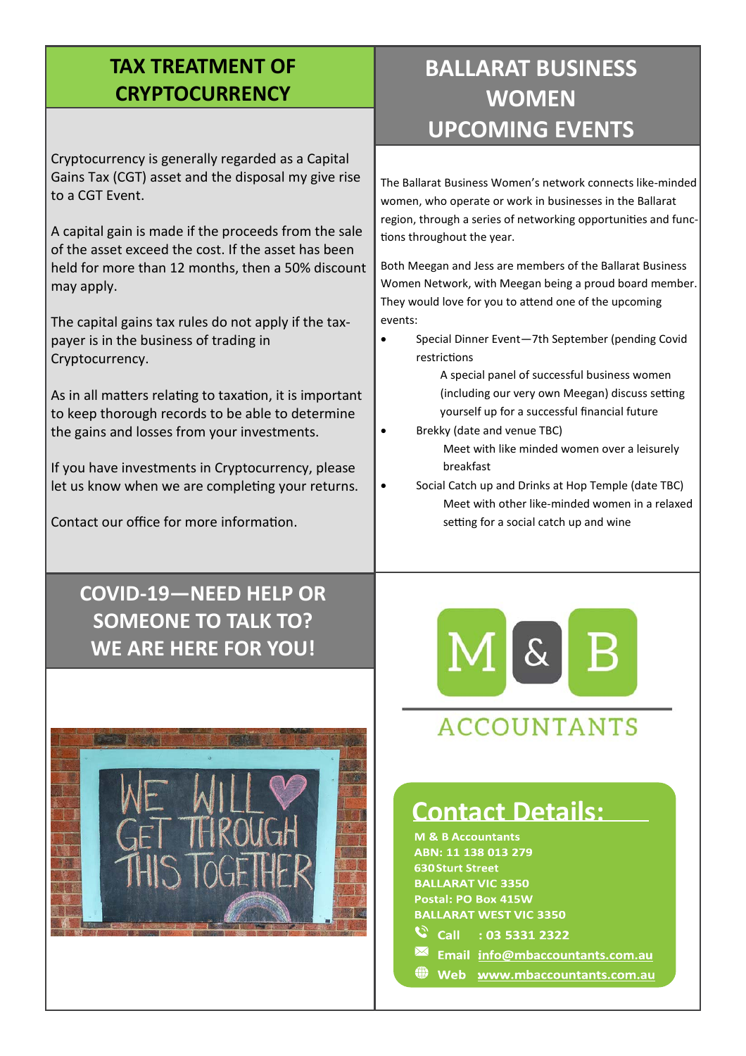## TAX TREATMENT OF CRYPTOCURRENCY

Cryptocurrency is generally regarded as a Capital Gains Tax (CGT) asset and the disposal my give rise to a CGT Event.

A capital gain is made if the proceeds from the sale of the asset exceed the cost. If the asset has been held for more than 12 months, then a 50% discount may apply.

The capital gains tax rules do not apply if the taxpayer is in the business of trading in Cryptocurrency.

As in all matters relating to taxation, it is important to keep thorough records to be able to determine the gains and losses from your investments.

If you have investments in Cryptocurrency, please let us know when we are completing your returns.

Contact our office for more information.

## BALLARAT BUSINESS WOMEN UPCOMING EVENTS

The Ballarat Business Women's network connects like-minded women, who operate or work in businesses in the Ballarat region, through a series of networking opportunities and functions throughout the year.

Both Meegan and Jess are members of the Ballarat Business Women Network, with Meegan being a proud board member. They would love for you to attend one of the upcoming events:

- Special Dinner Event—7th September (pending Covid restrictions
  
  A special panel of successful business women (including our very own Meegan) discuss setting yourself up for a successful financial future
- Brekky (date and venue TBC)
  
  Meet with like minded women over a leisurely breakfast
- Social Catch up and Drinks at Hop Temple (date TBC)
  
  Meet with other like-minded women in a relaxed setting for a social catch up and wine

## COVID-19—NEED HELP OR SOMEONE TO TALK TO? WE ARE HERE FOR YOU!

M & B ACCOUNTANTS

### Contact Details:

**M & B Accountants**  
**ABN: 11 138 013 279**  
**630 Sturt Street**  
**BALLARAT VIC 3350**  
**Postal: PO Box 415W**  
**BALLARAT WEST VIC 3350**  
**Call : 03 5331 2322**  
**Email info@mbaccountants.com.au**  
**Web www.mbaccountants.com.au**